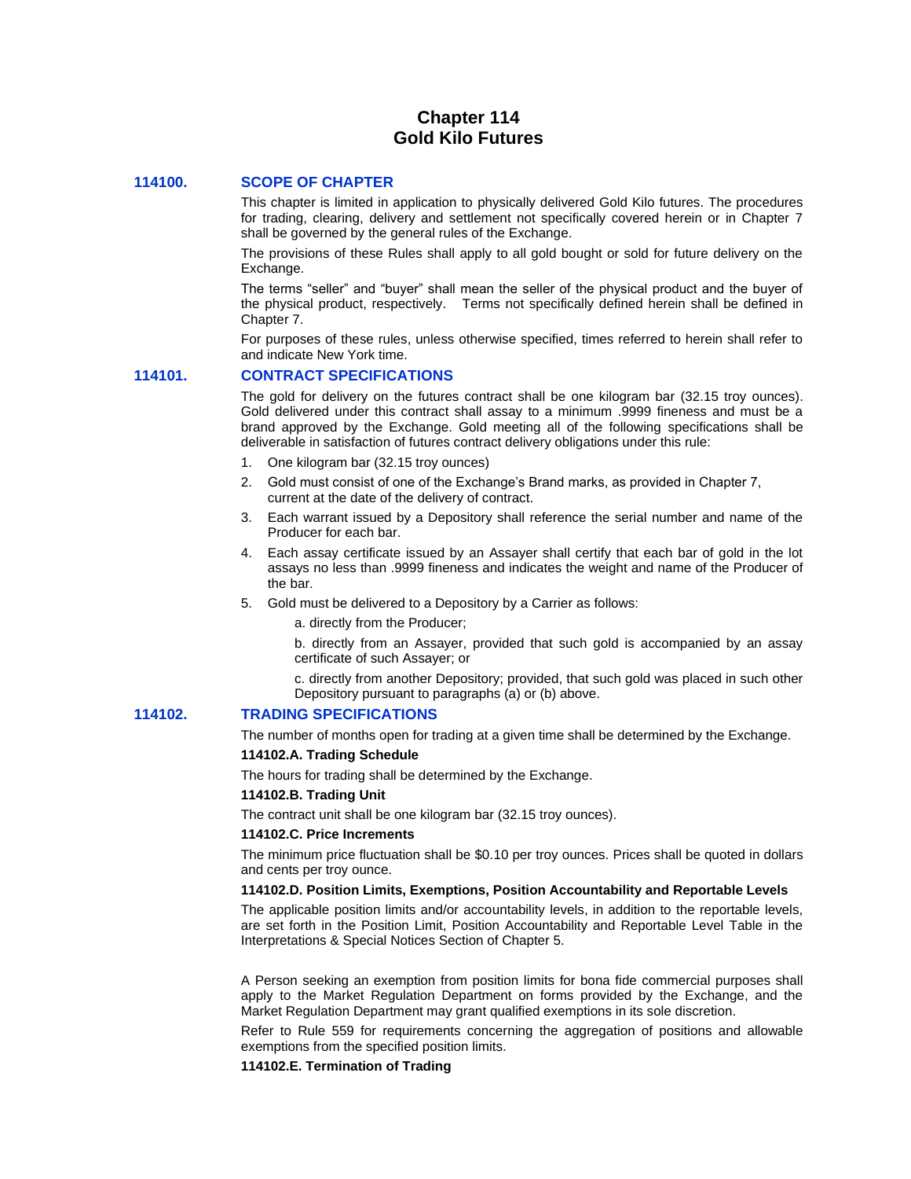# Chapter 114
# Gold Kilo Futures

## 114100. SCOPE OF CHAPTER

This chapter is limited in application to physically delivered Gold Kilo futures. The procedures for trading, clearing, delivery and settlement not specifically covered herein or in Chapter 7 shall be governed by the general rules of the Exchange.

The provisions of these Rules shall apply to all gold bought or sold for future delivery on the Exchange.

The terms "seller" and "buyer" shall mean the seller of the physical product and the buyer of the physical product, respectively. Terms not specifically defined herein shall be defined in Chapter 7.

For purposes of these rules, unless otherwise specified, times referred to herein shall refer to and indicate New York time.

## 114101. CONTRACT SPECIFICATIONS

The gold for delivery on the futures contract shall be one kilogram bar (32.15 troy ounces). Gold delivered under this contract shall assay to a minimum .9999 fineness and must be a brand approved by the Exchange. Gold meeting all of the following specifications shall be deliverable in satisfaction of futures contract delivery obligations under this rule:

1. One kilogram bar (32.15 troy ounces)
2. Gold must consist of one of the Exchange's Brand marks, as provided in Chapter 7, current at the date of the delivery of contract.
3. Each warrant issued by a Depository shall reference the serial number and name of the Producer for each bar.
4. Each assay certificate issued by an Assayer shall certify that each bar of gold in the lot assays no less than .9999 fineness and indicates the weight and name of the Producer of the bar.
5. Gold must be delivered to a Depository by a Carrier as follows:

   a. directly from the Producer;

   b. directly from an Assayer, provided that such gold is accompanied by an assay certificate of such Assayer; or

   c. directly from another Depository; provided, that such gold was placed in such other Depository pursuant to paragraphs (a) or (b) above.

## 114102. TRADING SPECIFICATIONS

The number of months open for trading at a given time shall be determined by the Exchange.

### 114102.A. Trading Schedule

The hours for trading shall be determined by the Exchange.

### 114102.B. Trading Unit

The contract unit shall be one kilogram bar (32.15 troy ounces).

### 114102.C. Price Increments

The minimum price fluctuation shall be $0.10 per troy ounces. Prices shall be quoted in dollars and cents per troy ounce.

### 114102.D. Position Limits, Exemptions, Position Accountability and Reportable Levels

The applicable position limits and/or accountability levels, in addition to the reportable levels, are set forth in the Position Limit, Position Accountability and Reportable Level Table in the Interpretations & Special Notices Section of Chapter 5.

A Person seeking an exemption from position limits for bona fide commercial purposes shall apply to the Market Regulation Department on forms provided by the Exchange, and the Market Regulation Department may grant qualified exemptions in its sole discretion.

Refer to Rule 559 for requirements concerning the aggregation of positions and allowable exemptions from the specified position limits.

### 114102.E. Termination of Trading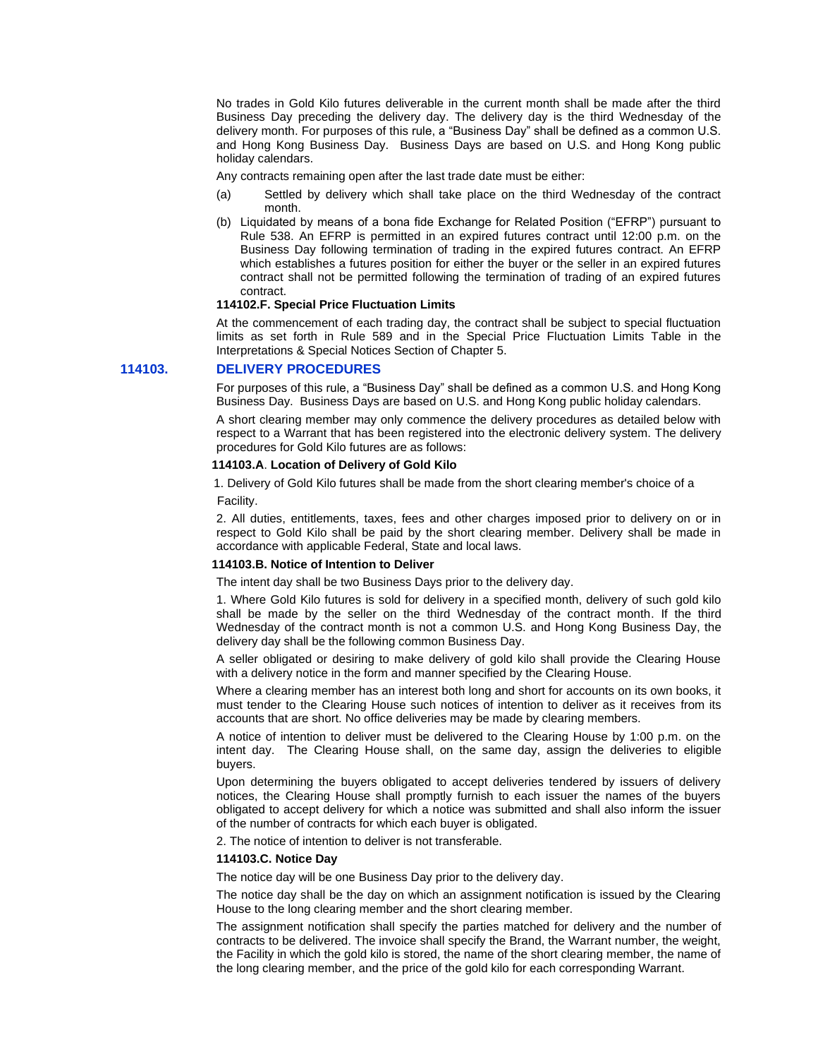No trades in Gold Kilo futures deliverable in the current month shall be made after the third Business Day preceding the delivery day. The delivery day is the third Wednesday of the delivery month. For purposes of this rule, a "Business Day" shall be defined as a common U.S. and Hong Kong Business Day. Business Days are based on U.S. and Hong Kong public holiday calendars.

Any contracts remaining open after the last trade date must be either:

(a) Settled by delivery which shall take place on the third Wednesday of the contract month.

(b) Liquidated by means of a bona fide Exchange for Related Position ("EFRP") pursuant to Rule 538. An EFRP is permitted in an expired futures contract until 12:00 p.m. on the Business Day following termination of trading in the expired futures contract. An EFRP which establishes a futures position for either the buyer or the seller in an expired futures contract shall not be permitted following the termination of trading of an expired futures contract.

**114102.F. Special Price Fluctuation Limits**

At the commencement of each trading day, the contract shall be subject to special fluctuation limits as set forth in Rule 589 and in the Special Price Fluctuation Limits Table in the Interpretations & Special Notices Section of Chapter 5.

## 114103. DELIVERY PROCEDURES

For purposes of this rule, a "Business Day" shall be defined as a common U.S. and Hong Kong Business Day. Business Days are based on U.S. and Hong Kong public holiday calendars.

A short clearing member may only commence the delivery procedures as detailed below with respect to a Warrant that has been registered into the electronic delivery system. The delivery procedures for Gold Kilo futures are as follows:

**114103.A. Location of Delivery of Gold Kilo**

1. Delivery of Gold Kilo futures shall be made from the short clearing member's choice of a Facility.

2. All duties, entitlements, taxes, fees and other charges imposed prior to delivery on or in respect to Gold Kilo shall be paid by the short clearing member. Delivery shall be made in accordance with applicable Federal, State and local laws.

**114103.B. Notice of Intention to Deliver**

The intent day shall be two Business Days prior to the delivery day.

1. Where Gold Kilo futures is sold for delivery in a specified month, delivery of such gold kilo shall be made by the seller on the third Wednesday of the contract month. If the third Wednesday of the contract month is not a common U.S. and Hong Kong Business Day, the delivery day shall be the following common Business Day.

A seller obligated or desiring to make delivery of gold kilo shall provide the Clearing House with a delivery notice in the form and manner specified by the Clearing House.

Where a clearing member has an interest both long and short for accounts on its own books, it must tender to the Clearing House such notices of intention to deliver as it receives from its accounts that are short. No office deliveries may be made by clearing members.

A notice of intention to deliver must be delivered to the Clearing House by 1:00 p.m. on the intent day. The Clearing House shall, on the same day, assign the deliveries to eligible buyers.

Upon determining the buyers obligated to accept deliveries tendered by issuers of delivery notices, the Clearing House shall promptly furnish to each issuer the names of the buyers obligated to accept delivery for which a notice was submitted and shall also inform the issuer of the number of contracts for which each buyer is obligated.

2. The notice of intention to deliver is not transferable.

**114103.C. Notice Day**

The notice day will be one Business Day prior to the delivery day.

The notice day shall be the day on which an assignment notification is issued by the Clearing House to the long clearing member and the short clearing member.

The assignment notification shall specify the parties matched for delivery and the number of contracts to be delivered. The invoice shall specify the Brand, the Warrant number, the weight, the Facility in which the gold kilo is stored, the name of the short clearing member, the name of the long clearing member, and the price of the gold kilo for each corresponding Warrant.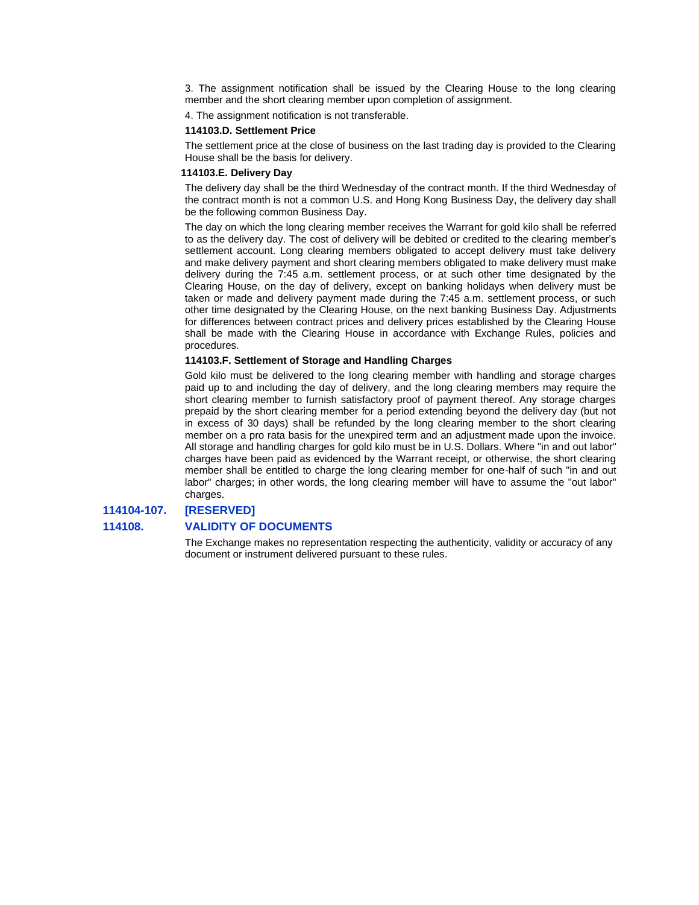3. The assignment notification shall be issued by the Clearing House to the long clearing member and the short clearing member upon completion of assignment.

4. The assignment notification is not transferable.

**114103.D. Settlement Price**

The settlement price at the close of business on the last trading day is provided to the Clearing House shall be the basis for delivery.

**114103.E. Delivery Day**

The delivery day shall be the third Wednesday of the contract month. If the third Wednesday of the contract month is not a common U.S. and Hong Kong Business Day, the delivery day shall be the following common Business Day.

The day on which the long clearing member receives the Warrant for gold kilo shall be referred to as the delivery day. The cost of delivery will be debited or credited to the clearing member's settlement account. Long clearing members obligated to accept delivery must take delivery and make delivery payment and short clearing members obligated to make delivery must make delivery during the 7:45 a.m. settlement process, or at such other time designated by the Clearing House, on the day of delivery, except on banking holidays when delivery must be taken or made and delivery payment made during the 7:45 a.m. settlement process, or such other time designated by the Clearing House, on the next banking Business Day. Adjustments for differences between contract prices and delivery prices established by the Clearing House shall be made with the Clearing House in accordance with Exchange Rules, policies and procedures.

**114103.F. Settlement of Storage and Handling Charges**

Gold kilo must be delivered to the long clearing member with handling and storage charges paid up to and including the day of delivery, and the long clearing members may require the short clearing member to furnish satisfactory proof of payment thereof. Any storage charges prepaid by the short clearing member for a period extending beyond the delivery day (but not in excess of 30 days) shall be refunded by the long clearing member to the short clearing member on a pro rata basis for the unexpired term and an adjustment made upon the invoice. All storage and handling charges for gold kilo must be in U.S. Dollars. Where "in and out labor" charges have been paid as evidenced by the Warrant receipt, or otherwise, the short clearing member shall be entitled to charge the long clearing member for one-half of such "in and out labor" charges; in other words, the long clearing member will have to assume the "out labor" charges.

## 114104-107. [RESERVED]

## 114108. VALIDITY OF DOCUMENTS

The Exchange makes no representation respecting the authenticity, validity or accuracy of any document or instrument delivered pursuant to these rules.